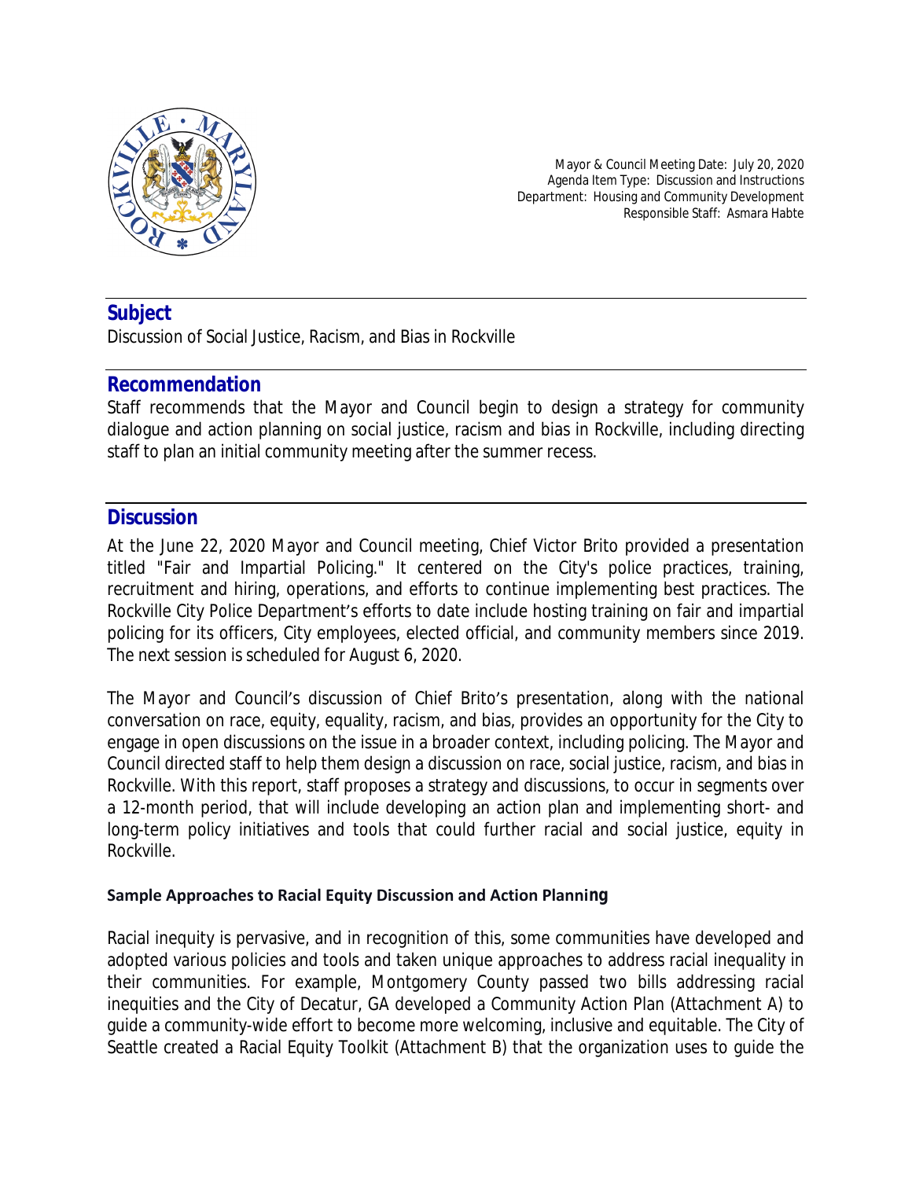Mayor & Council Meeting Date: July 20, 2020
Agenda Item Type: Discussion and Instructions
Department: Housing and Community Development
Responsible Staff: Asmara Habte

## Subject

Discussion of Social Justice, Racism, and Bias in Rockville

## Recommendation

Staff recommends that the Mayor and Council begin to design a strategy for community dialogue and action planning on social justice, racism and bias in Rockville, including directing staff to plan an initial community meeting after the summer recess.

## Discussion

At the June 22, 2020 Mayor and Council meeting, Chief Victor Brito provided a presentation titled "Fair and Impartial Policing." It centered on the City's police practices, training, recruitment and hiring, operations, and efforts to continue implementing best practices. The Rockville City Police Department's efforts to date include hosting training on fair and impartial policing for its officers, City employees, elected official, and community members since 2019. The next session is scheduled for August 6, 2020.

The Mayor and Council's discussion of Chief Brito's presentation, along with the national conversation on race, equity, equality, racism, and bias, provides an opportunity for the City to engage in open discussions on the issue in a broader context, including policing. The Mayor and Council directed staff to help them design a discussion on race, social justice, racism, and bias in Rockville. With this report, staff proposes a strategy and discussions, to occur in segments over a 12-month period, that will include developing an action plan and implementing short- and long-term policy initiatives and tools that could further racial and social justice, equity in Rockville.

### Sample Approaches to Racial Equity Discussion and Action Planning

Racial inequity is pervasive, and in recognition of this, some communities have developed and adopted various policies and tools and taken unique approaches to address racial inequality in their communities. For example, Montgomery County passed two bills addressing racial inequities and the City of Decatur, GA developed a Community Action Plan (Attachment A) to guide a community-wide effort to become more welcoming, inclusive and equitable. The City of Seattle created a Racial Equity Toolkit (Attachment B) that the organization uses to guide the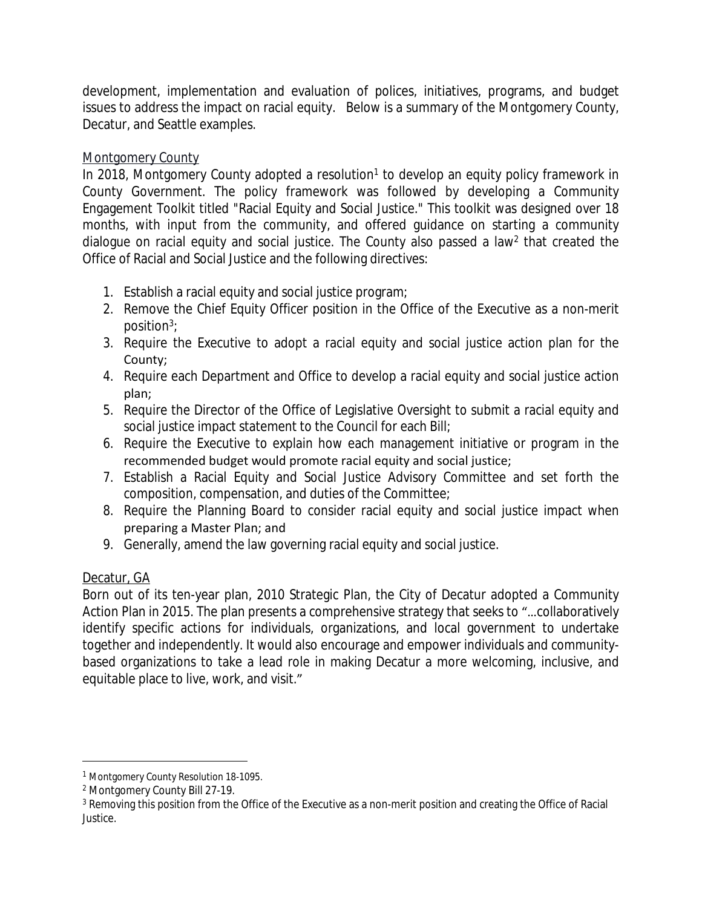development, implementation and evaluation of polices, initiatives, programs, and budget issues to address the impact on racial equity. Below is a summary of the Montgomery County, Decatur, and Seattle examples.

Montgomery County

In 2018, Montgomery County adopted a resolution[1] to develop an equity policy framework in County Government. The policy framework was followed by developing a Community Engagement Toolkit titled "Racial Equity and Social Justice." This toolkit was designed over 18 months, with input from the community, and offered guidance on starting a community dialogue on racial equity and social justice. The County also passed a law[2] that created the Office of Racial and Social Justice and the following directives:

1. Establish a racial equity and social justice program;
2. Remove the Chief Equity Officer position in the Office of the Executive as a non-merit position[3];
3. Require the Executive to adopt a racial equity and social justice action plan for the County;
4. Require each Department and Office to develop a racial equity and social justice action plan;
5. Require the Director of the Office of Legislative Oversight to submit a racial equity and social justice impact statement to the Council for each Bill;
6. Require the Executive to explain how each management initiative or program in the recommended budget would promote racial equity and social justice;
7. Establish a Racial Equity and Social Justice Advisory Committee and set forth the composition, compensation, and duties of the Committee;
8. Require the Planning Board to consider racial equity and social justice impact when preparing a Master Plan; and
9. Generally, amend the law governing racial equity and social justice.

Decatur, GA

Born out of its ten-year plan, 2010 Strategic Plan, the City of Decatur adopted a Community Action Plan in 2015. The plan presents a comprehensive strategy that seeks to "…collaboratively identify specific actions for individuals, organizations, and local government to undertake together and independently. It would also encourage and empower individuals and community-based organizations to take a lead role in making Decatur a more welcoming, inclusive, and equitable place to live, work, and visit."

---

[1] Montgomery County Resolution 18-1095.

[2] Montgomery County Bill 27-19.

[3] Removing this position from the Office of the Executive as a non-merit position and creating the Office of Racial Justice.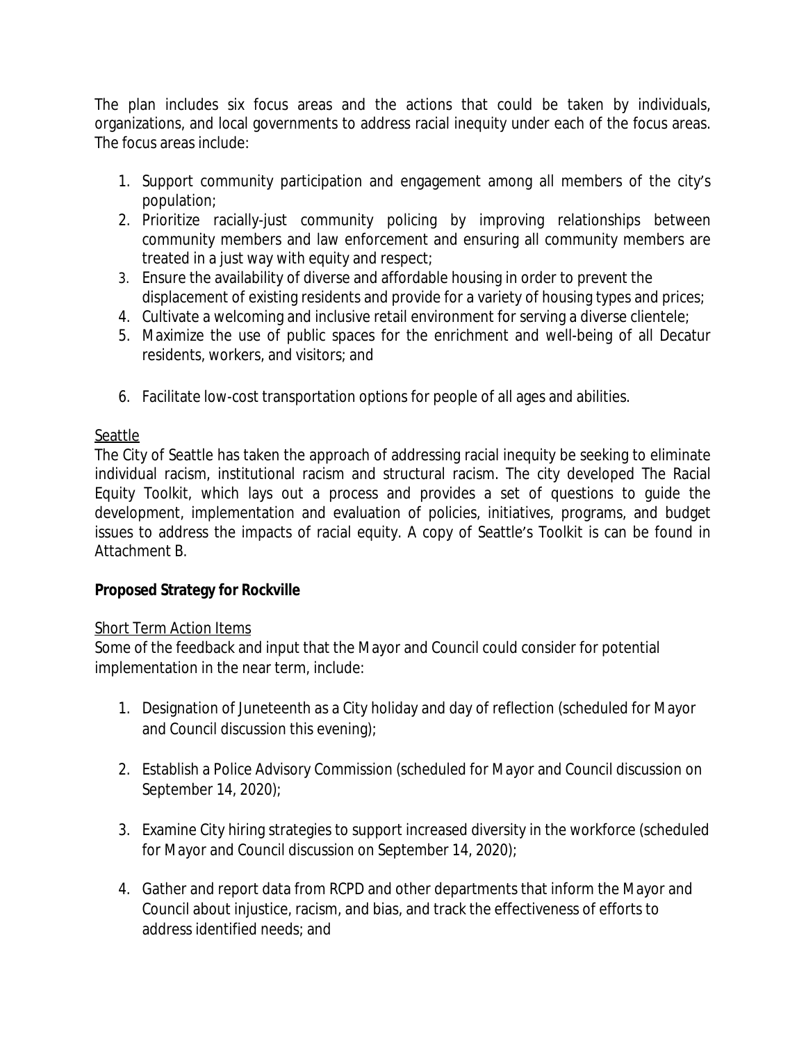The plan includes six focus areas and the actions that could be taken by individuals, organizations, and local governments to address racial inequity under each of the focus areas. The focus areas include:

1. Support community participation and engagement among all members of the city's population;
2. Prioritize racially-just community policing by improving relationships between community members and law enforcement and ensuring all community members are treated in a just way with equity and respect;
3. Ensure the availability of diverse and affordable housing in order to prevent the displacement of existing residents and provide for a variety of housing types and prices;
4. Cultivate a welcoming and inclusive retail environment for serving a diverse clientele;
5. Maximize the use of public spaces for the enrichment and well-being of all Decatur residents, workers, and visitors; and
6. Facilitate low-cost transportation options for people of all ages and abilities.

<u>Seattle</u>

The City of Seattle has taken the approach of addressing racial inequity be seeking to eliminate individual racism, institutional racism and structural racism. The city developed The Racial Equity Toolkit, which lays out a process and provides a set of questions to guide the development, implementation and evaluation of policies, initiatives, programs, and budget issues to address the impacts of racial equity. A copy of Seattle's Toolkit is can be found in Attachment B.

**Proposed Strategy for Rockville**

<u>Short Term Action Items</u>

Some of the feedback and input that the Mayor and Council could consider for potential implementation in the near term, include:

1. Designation of Juneteenth as a City holiday and day of reflection (scheduled for Mayor and Council discussion this evening);
2. Establish a Police Advisory Commission (scheduled for Mayor and Council discussion on September 14, 2020);
3. Examine City hiring strategies to support increased diversity in the workforce (scheduled for Mayor and Council discussion on September 14, 2020);
4. Gather and report data from RCPD and other departments that inform the Mayor and Council about injustice, racism, and bias, and track the effectiveness of efforts to address identified needs; and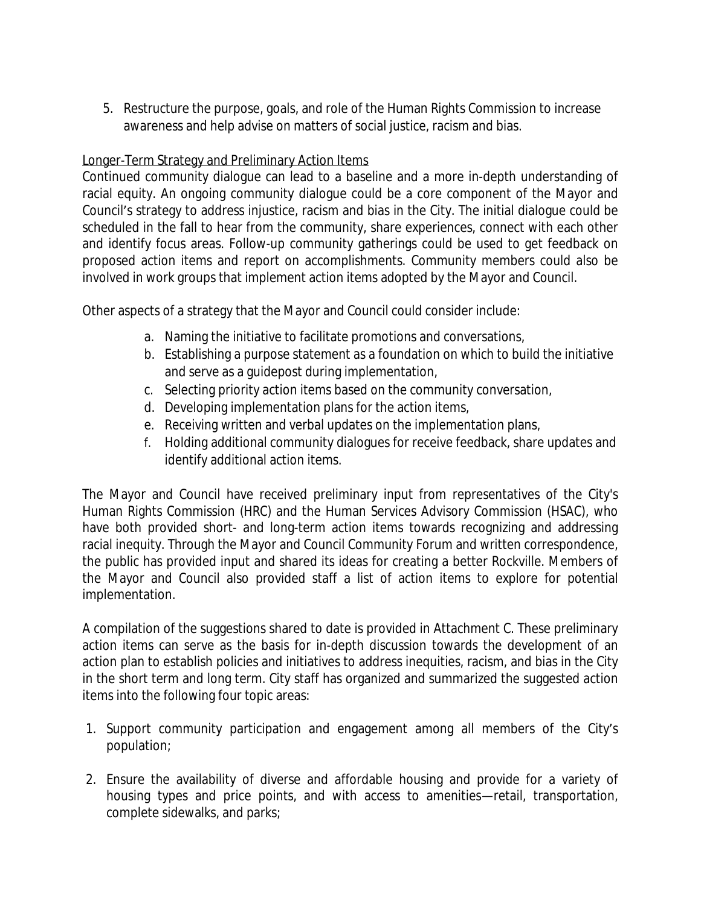5. Restructure the purpose, goals, and role of the Human Rights Commission to increase awareness and help advise on matters of social justice, racism and bias.

<u>Longer-Term Strategy and Preliminary Action Items</u>

Continued community dialogue can lead to a baseline and a more in-depth understanding of racial equity. An ongoing community dialogue could be a core component of the Mayor and Council's strategy to address injustice, racism and bias in the City. The initial dialogue could be scheduled in the fall to hear from the community, share experiences, connect with each other and identify focus areas. Follow-up community gatherings could be used to get feedback on proposed action items and report on accomplishments. Community members could also be involved in work groups that implement action items adopted by the Mayor and Council.

Other aspects of a strategy that the Mayor and Council could consider include:

a. Naming the initiative to facilitate promotions and conversations,
b. Establishing a purpose statement as a foundation on which to build the initiative and serve as a guidepost during implementation,
c. Selecting priority action items based on the community conversation,
d. Developing implementation plans for the action items,
e. Receiving written and verbal updates on the implementation plans,
f. Holding additional community dialogues for receive feedback, share updates and identify additional action items.

The Mayor and Council have received preliminary input from representatives of the City's Human Rights Commission (HRC) and the Human Services Advisory Commission (HSAC), who have both provided short- and long-term action items towards recognizing and addressing racial inequity. Through the Mayor and Council Community Forum and written correspondence, the public has provided input and shared its ideas for creating a better Rockville. Members of the Mayor and Council also provided staff a list of action items to explore for potential implementation.

A compilation of the suggestions shared to date is provided in Attachment C. These preliminary action items can serve as the basis for in-depth discussion towards the development of an action plan to establish policies and initiatives to address inequities, racism, and bias in the City in the short term and long term. City staff has organized and summarized the suggested action items into the following four topic areas:

1. Support community participation and engagement among all members of the City's population;

2. Ensure the availability of diverse and affordable housing and provide for a variety of housing types and price points, and with access to amenities—retail, transportation, complete sidewalks, and parks;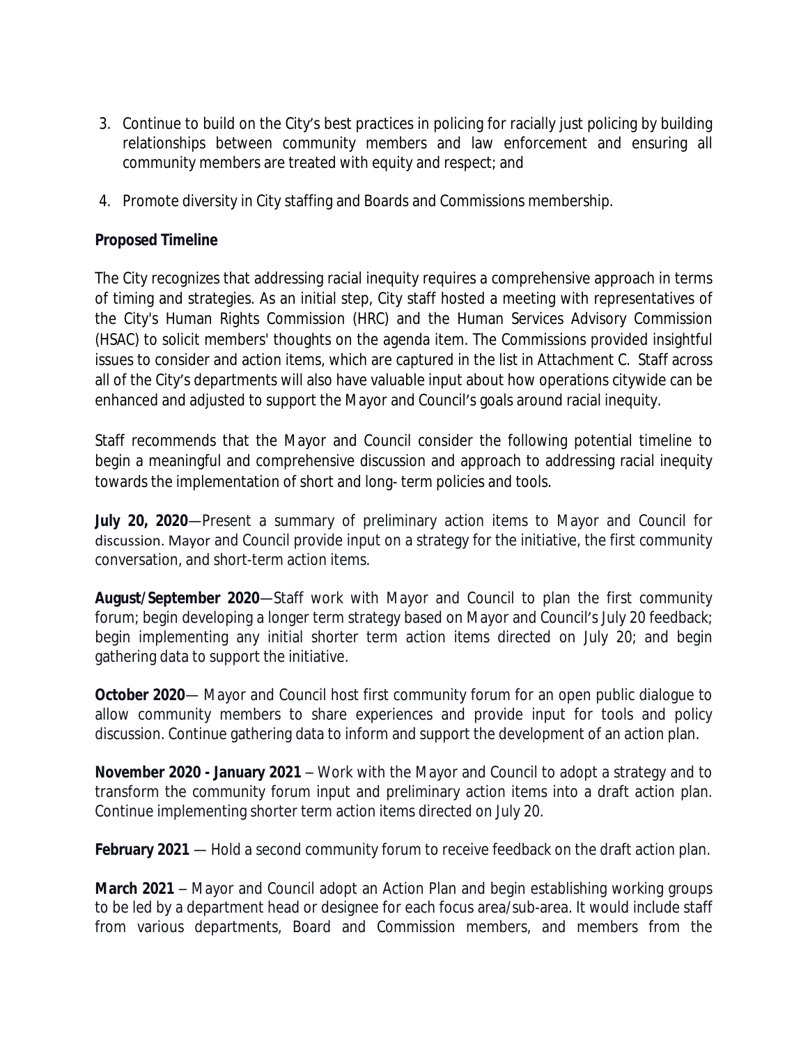3. Continue to build on the City's best practices in policing for racially just policing by building relationships between community members and law enforcement and ensuring all community members are treated with equity and respect; and

4. Promote diversity in City staffing and Boards and Commissions membership.

**Proposed Timeline**

The City recognizes that addressing racial inequity requires a comprehensive approach in terms of timing and strategies. As an initial step, City staff hosted a meeting with representatives of the City's Human Rights Commission (HRC) and the Human Services Advisory Commission (HSAC) to solicit members' thoughts on the agenda item. The Commissions provided insightful issues to consider and action items, which are captured in the list in Attachment C. Staff across all of the City's departments will also have valuable input about how operations citywide can be enhanced and adjusted to support the Mayor and Council's goals around racial inequity.

Staff recommends that the Mayor and Council consider the following potential timeline to begin a meaningful and comprehensive discussion and approach to addressing racial inequity towards the implementation of short and long- term policies and tools.

**July 20, 2020**—Present a summary of preliminary action items to Mayor and Council for discussion. Mayor and Council provide input on a strategy for the initiative, the first community conversation, and short-term action items.

**August/September 2020**—Staff work with Mayor and Council to plan the first community forum; begin developing a longer term strategy based on Mayor and Council's July 20 feedback; begin implementing any initial shorter term action items directed on July 20; and begin gathering data to support the initiative.

**October 2020**— Mayor and Council host first community forum for an open public dialogue to allow community members to share experiences and provide input for tools and policy discussion. Continue gathering data to inform and support the development of an action plan.

**November 2020 - January 2021** – Work with the Mayor and Council to adopt a strategy and to transform the community forum input and preliminary action items into a draft action plan. Continue implementing shorter term action items directed on July 20.

**February 2021** — Hold a second community forum to receive feedback on the draft action plan.

**March 2021** – Mayor and Council adopt an Action Plan and begin establishing working groups to be led by a department head or designee for each focus area/sub-area. It would include staff from various departments, Board and Commission members, and members from the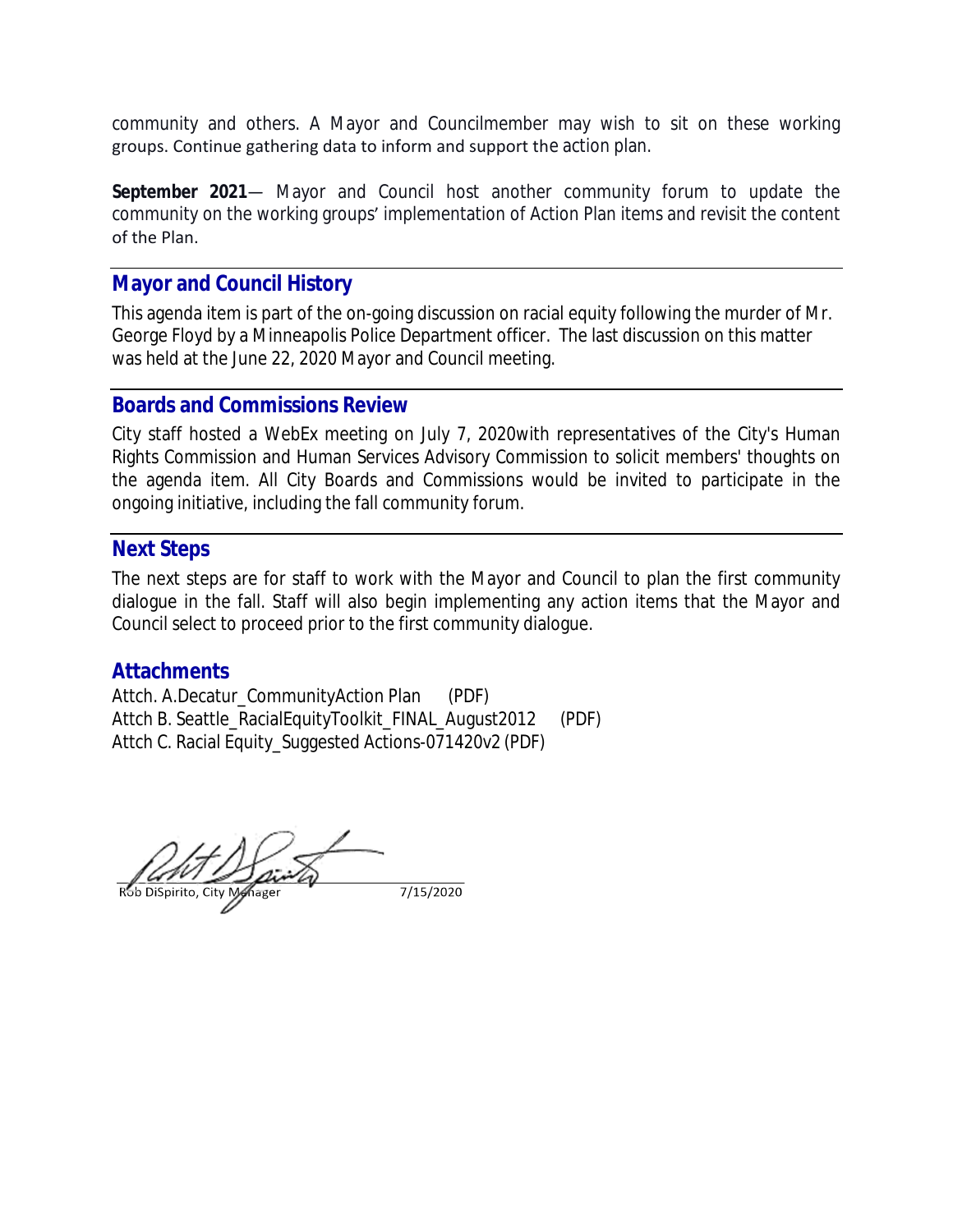community and others. A Mayor and Councilmember may wish to sit on these working groups. Continue gathering data to inform and support the action plan.

**September 2021**— Mayor and Council host another community forum to update the community on the working groups' implementation of Action Plan items and revisit the content of the Plan.

## Mayor and Council History

This agenda item is part of the on-going discussion on racial equity following the murder of Mr. George Floyd by a Minneapolis Police Department officer. The last discussion on this matter was held at the June 22, 2020 Mayor and Council meeting.

## Boards and Commissions Review

City staff hosted a WebEx meeting on July 7, 2020with representatives of the City's Human Rights Commission and Human Services Advisory Commission to solicit members' thoughts on the agenda item. All City Boards and Commissions would be invited to participate in the ongoing initiative, including the fall community forum.

## Next Steps

The next steps are for staff to work with the Mayor and Council to plan the first community dialogue in the fall. Staff will also begin implementing any action items that the Mayor and Council select to proceed prior to the first community dialogue.

## Attachments

Attch. A.Decatur_CommunityAction Plan (PDF)
Attch B. Seattle_RacialEquityToolkit_FINAL_August2012 (PDF)
Attch C. Racial Equity_Suggested Actions-071420v2 (PDF)

Rob DiSpirito, City Manager 7/15/2020